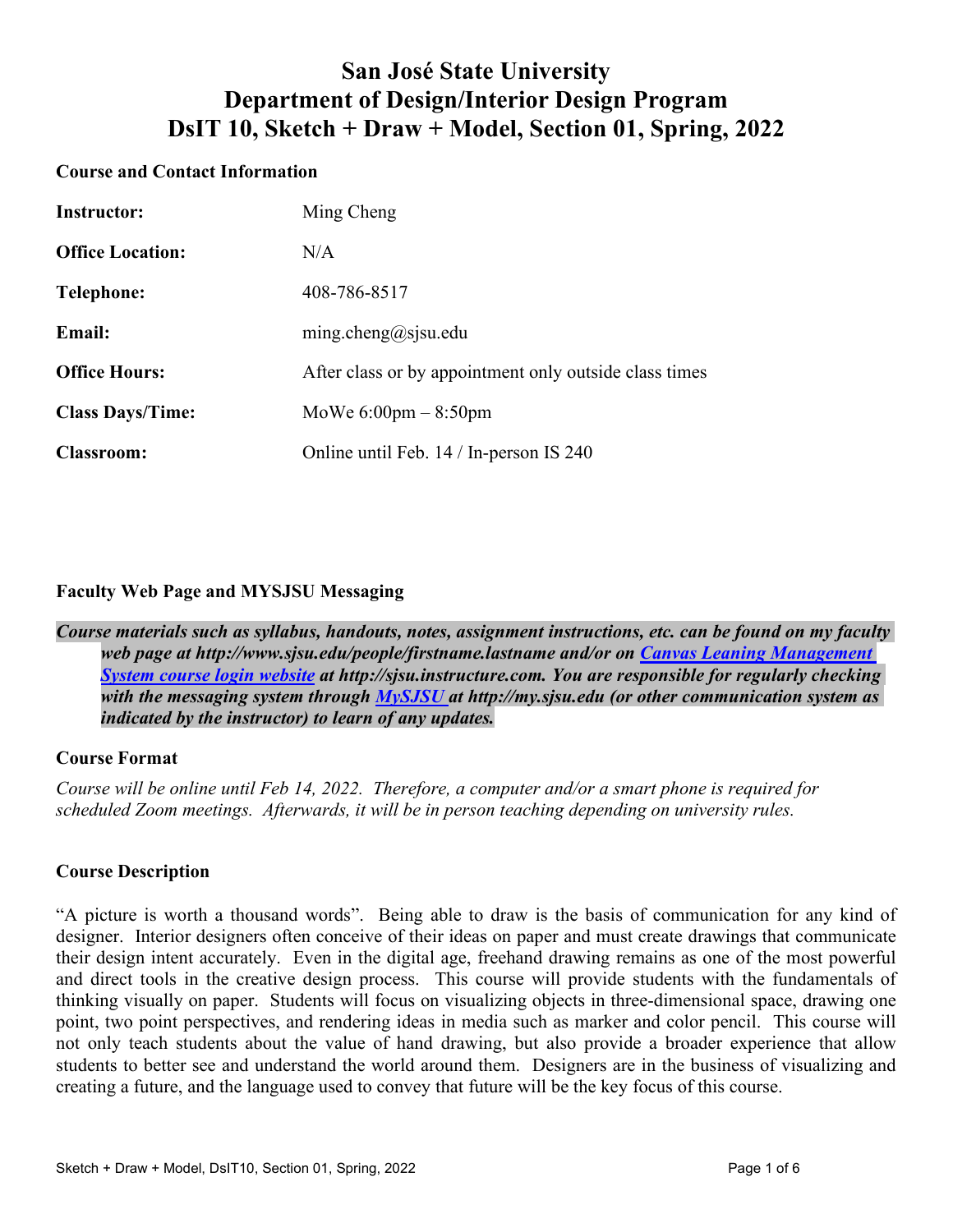# San José State University
# Department of Design/Interior Design Program
# DsIT 10, Sketch + Draw + Model, Section 01, Spring, 2022

## Course and Contact Information

| | |
|---|---|
| **Instructor:** | Ming Cheng |
| **Office Location:** | N/A |
| **Telephone:** | 408-786-8517 |
| **Email:** | ming.cheng@sjsu.edu |
| **Office Hours:** | After class or by appointment only outside class times |
| **Class Days/Time:** | MoWe 6:00pm – 8:50pm |
| **Classroom:** | Online until Feb. 14 / In-person IS 240 |

## Faculty Web Page and MYSJSU Messaging

***Course materials such as syllabus, handouts, notes, assignment instructions, etc. can be found on my faculty web page at http://www.sjsu.edu/people/firstname.lastname and/or on Canvas Leaning Management System course login website at http://sjsu.instructure.com. You are responsible for regularly checking with the messaging system through MySJSU at http://my.sjsu.edu (or other communication system as indicated by the instructor) to learn of any updates.***

## Course Format

*Course will be online until Feb 14, 2022. Therefore, a computer and/or a smart phone is required for scheduled Zoom meetings. Afterwards, it will be in person teaching depending on university rules.*

## Course Description

"A picture is worth a thousand words". Being able to draw is the basis of communication for any kind of designer. Interior designers often conceive of their ideas on paper and must create drawings that communicate their design intent accurately. Even in the digital age, freehand drawing remains as one of the most powerful and direct tools in the creative design process. This course will provide students with the fundamentals of thinking visually on paper. Students will focus on visualizing objects in three-dimensional space, drawing one point, two point perspectives, and rendering ideas in media such as marker and color pencil. This course will not only teach students about the value of hand drawing, but also provide a broader experience that allow students to better see and understand the world around them. Designers are in the business of visualizing and creating a future, and the language used to convey that future will be the key focus of this course.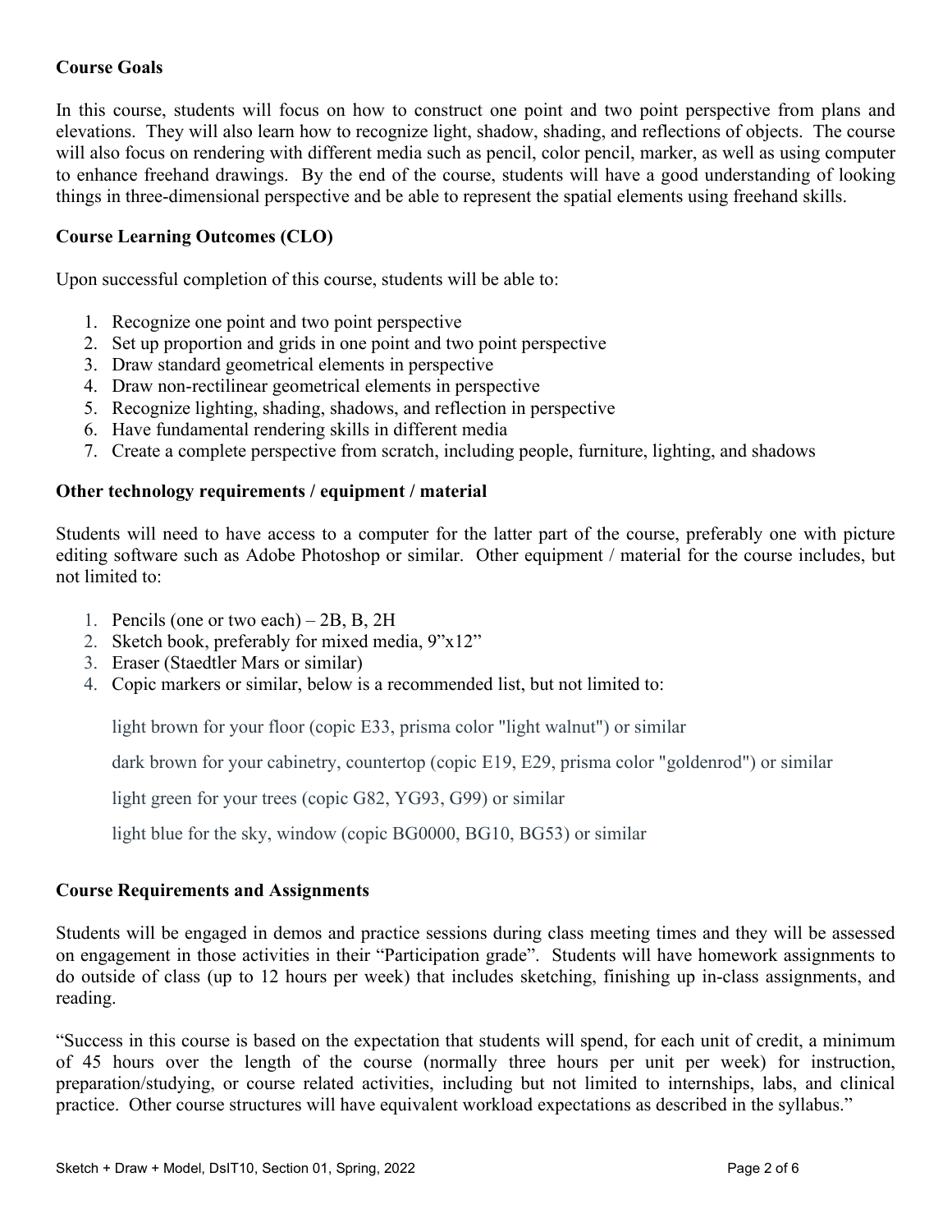**Course Goals**

In this course, students will focus on how to construct one point and two point perspective from plans and elevations. They will also learn how to recognize light, shadow, shading, and reflections of objects. The course will also focus on rendering with different media such as pencil, color pencil, marker, as well as using computer to enhance freehand drawings. By the end of the course, students will have a good understanding of looking things in three-dimensional perspective and be able to represent the spatial elements using freehand skills.

**Course Learning Outcomes (CLO)**

Upon successful completion of this course, students will be able to:

1. Recognize one point and two point perspective
2. Set up proportion and grids in one point and two point perspective
3. Draw standard geometrical elements in perspective
4. Draw non-rectilinear geometrical elements in perspective
5. Recognize lighting, shading, shadows, and reflection in perspective
6. Have fundamental rendering skills in different media
7. Create a complete perspective from scratch, including people, furniture, lighting, and shadows

**Other technology requirements / equipment / material**

Students will need to have access to a computer for the latter part of the course, preferably one with picture editing software such as Adobe Photoshop or similar. Other equipment / material for the course includes, but not limited to:

1. Pencils (one or two each) – 2B, B, 2H
2. Sketch book, preferably for mixed media, 9"x12"
3. Eraser (Staedtler Mars or similar)
4. Copic markers or similar, below is a recommended list, but not limited to:

   light brown for your floor (copic E33, prisma color "light walnut") or similar

   dark brown for your cabinetry, countertop (copic E19, E29, prisma color "goldenrod") or similar

   light green for your trees (copic G82, YG93, G99) or similar

   light blue for the sky, window (copic BG0000, BG10, BG53) or similar

**Course Requirements and Assignments**

Students will be engaged in demos and practice sessions during class meeting times and they will be assessed on engagement in those activities in their "Participation grade". Students will have homework assignments to do outside of class (up to 12 hours per week) that includes sketching, finishing up in-class assignments, and reading.

"Success in this course is based on the expectation that students will spend, for each unit of credit, a minimum of 45 hours over the length of the course (normally three hours per unit per week) for instruction, preparation/studying, or course related activities, including but not limited to internships, labs, and clinical practice. Other course structures will have equivalent workload expectations as described in the syllabus."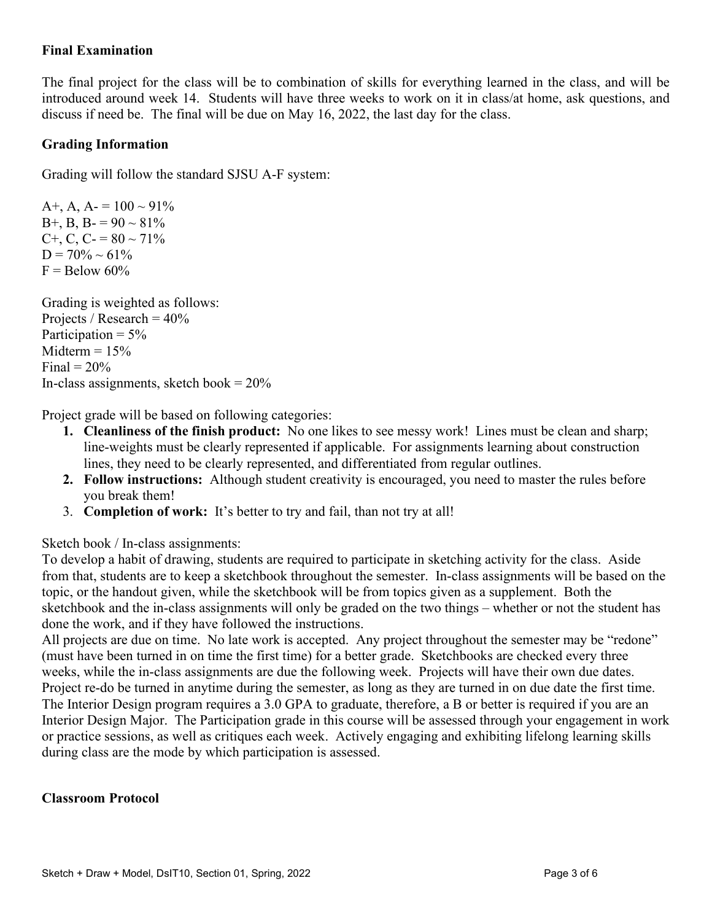## Final Examination

The final project for the class will be to combination of skills for everything learned in the class, and will be introduced around week 14. Students will have three weeks to work on it in class/at home, ask questions, and discuss if need be. The final will be due on May 16, 2022, the last day for the class.

## Grading Information

Grading will follow the standard SJSU A-F system:

A+, A, A- = 100 ~ 91%
B+, B, B- = 90 ~ 81%
C+, C, C- = 80 ~ 71%
D = 70% ~ 61%
F = Below 60%

Grading is weighted as follows:
Projects / Research = 40%
Participation = 5%
Midterm = 15%
Final = 20%
In-class assignments, sketch book = 20%

Project grade will be based on following categories:

1. **Cleanliness of the finish product:** No one likes to see messy work! Lines must be clean and sharp; line-weights must be clearly represented if applicable. For assignments learning about construction lines, they need to be clearly represented, and differentiated from regular outlines.
2. **Follow instructions:** Although student creativity is encouraged, you need to master the rules before you break them!
3. **Completion of work:** It's better to try and fail, than not try at all!

Sketch book / In-class assignments:
To develop a habit of drawing, students are required to participate in sketching activity for the class. Aside from that, students are to keep a sketchbook throughout the semester. In-class assignments will be based on the topic, or the handout given, while the sketchbook will be from topics given as a supplement. Both the sketchbook and the in-class assignments will only be graded on the two things – whether or not the student has done the work, and if they have followed the instructions.
All projects are due on time. No late work is accepted. Any project throughout the semester may be "redone" (must have been turned in on time the first time) for a better grade. Sketchbooks are checked every three weeks, while the in-class assignments are due the following week. Projects will have their own due dates. Project re-do be turned in anytime during the semester, as long as they are turned in on due date the first time.
The Interior Design program requires a 3.0 GPA to graduate, therefore, a B or better is required if you are an Interior Design Major. The Participation grade in this course will be assessed through your engagement in work or practice sessions, as well as critiques each week. Actively engaging and exhibiting lifelong learning skills during class are the mode by which participation is assessed.

## Classroom Protocol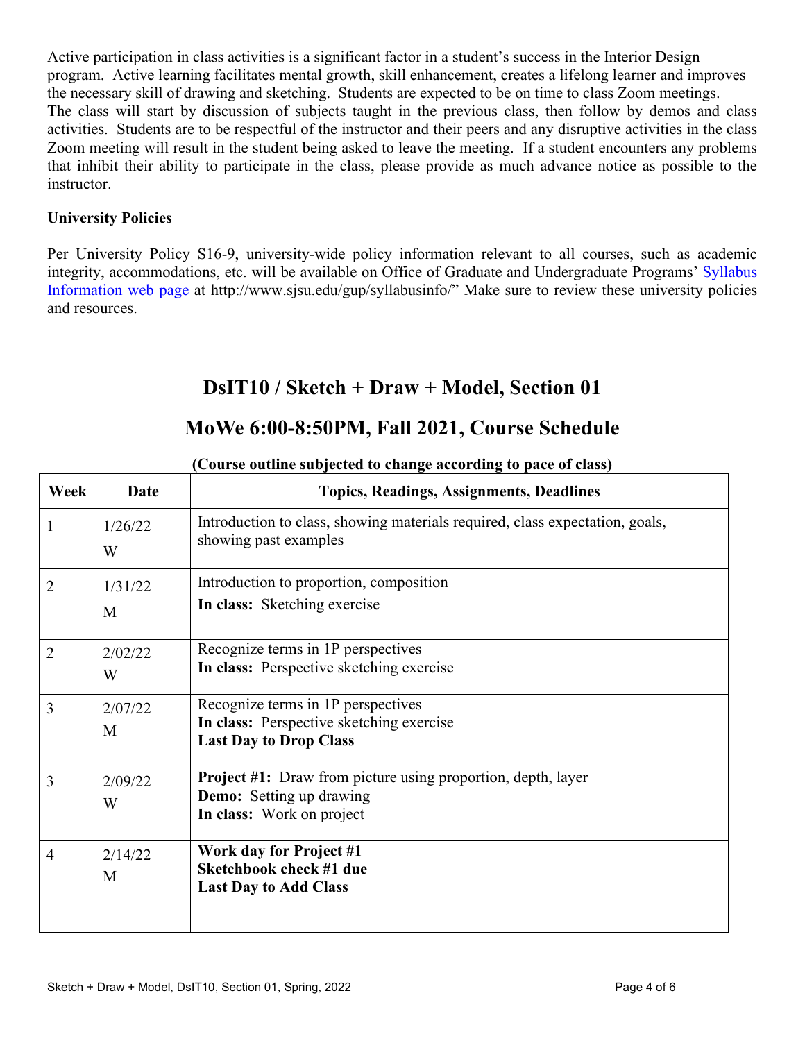Active participation in class activities is a significant factor in a student's success in the Interior Design program. Active learning facilitates mental growth, skill enhancement, creates a lifelong learner and improves the necessary skill of drawing and sketching. Students are expected to be on time to class Zoom meetings. The class will start by discussion of subjects taught in the previous class, then follow by demos and class activities. Students are to be respectful of the instructor and their peers and any disruptive activities in the class Zoom meeting will result in the student being asked to leave the meeting. If a student encounters any problems that inhibit their ability to participate in the class, please provide as much advance notice as possible to the instructor.

**University Policies**

Per University Policy S16-9, university-wide policy information relevant to all courses, such as academic integrity, accommodations, etc. will be available on Office of Graduate and Undergraduate Programs' Syllabus Information web page at http://www.sjsu.edu/gup/syllabusinfo/" Make sure to review these university policies and resources.

## DsIT10 / Sketch + Draw + Model, Section 01

## MoWe 6:00-8:50PM, Fall 2021, Course Schedule

**(Course outline subjected to change according to pace of class)**

| Week | Date | Topics, Readings, Assignments, Deadlines |
|---|---|---|
| 1 | 1/26/22 W | Introduction to class, showing materials required, class expectation, goals, showing past examples |
| 2 | 1/31/22 M | Introduction to proportion, composition<br>**In class:** Sketching exercise |
| 2 | 2/02/22 W | Recognize terms in 1P perspectives<br>**In class:** Perspective sketching exercise |
| 3 | 2/07/22 M | Recognize terms in 1P perspectives<br>**In class:** Perspective sketching exercise<br>**Last Day to Drop Class** |
| 3 | 2/09/22 W | **Project #1:** Draw from picture using proportion, depth, layer<br>**Demo:** Setting up drawing<br>**In class:** Work on project |
| 4 | 2/14/22 M | **Work day for Project #1**<br>**Sketchbook check #1 due**<br>**Last Day to Add Class** |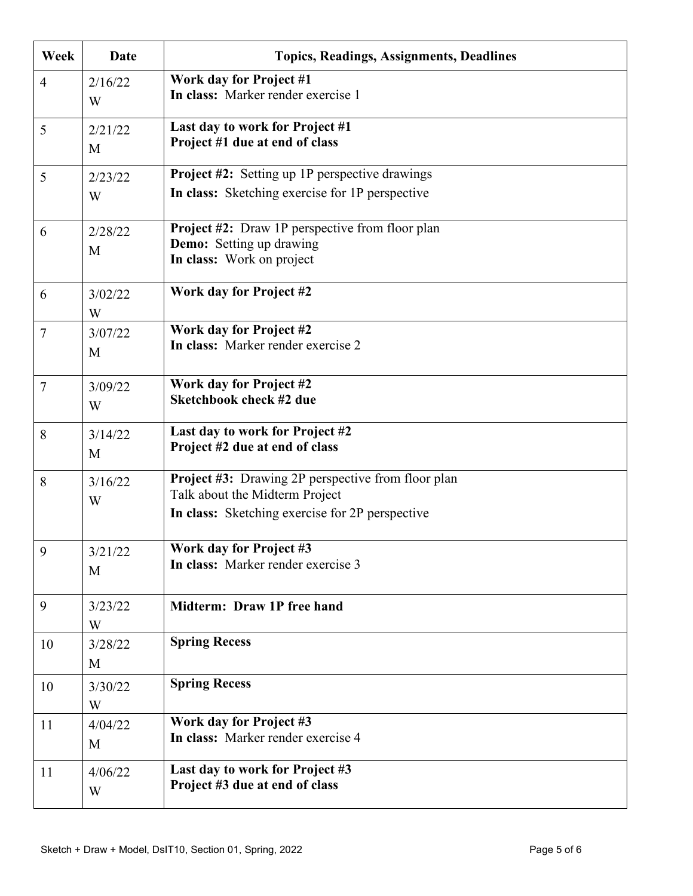| Week | Date | Topics, Readings, Assignments, Deadlines |
|---|---|---|
| 4 | 2/16/22<br>W | **Work day for Project #1**<br>**In class:** Marker render exercise 1 |
| 5 | 2/21/22<br>M | **Last day to work for Project #1**<br>**Project #1 due at end of class** |
| 5 | 2/23/22<br>W | **Project #2:** Setting up 1P perspective drawings<br>**In class:** Sketching exercise for 1P perspective |
| 6 | 2/28/22<br>M | **Project #2:** Draw 1P perspective from floor plan<br>**Demo:** Setting up drawing<br>**In class:** Work on project |
| 6 | 3/02/22<br>W | **Work day for Project #2** |
| 7 | 3/07/22<br>M | **Work day for Project #2**<br>**In class:** Marker render exercise 2 |
| 7 | 3/09/22<br>W | **Work day for Project #2**<br>**Sketchbook check #2 due** |
| 8 | 3/14/22<br>M | **Last day to work for Project #2**<br>**Project #2 due at end of class** |
| 8 | 3/16/22<br>W | **Project #3:** Drawing 2P perspective from floor plan<br>Talk about the Midterm Project<br>**In class:** Sketching exercise for 2P perspective |
| 9 | 3/21/22<br>M | **Work day for Project #3**<br>**In class:** Marker render exercise 3 |
| 9 | 3/23/22<br>W | **Midterm: Draw 1P free hand** |
| 10 | 3/28/22<br>M | **Spring Recess** |
| 10 | 3/30/22<br>W | **Spring Recess** |
| 11 | 4/04/22<br>M | **Work day for Project #3**<br>**In class:** Marker render exercise 4 |
| 11 | 4/06/22<br>W | **Last day to work for Project #3**<br>**Project #3 due at end of class** |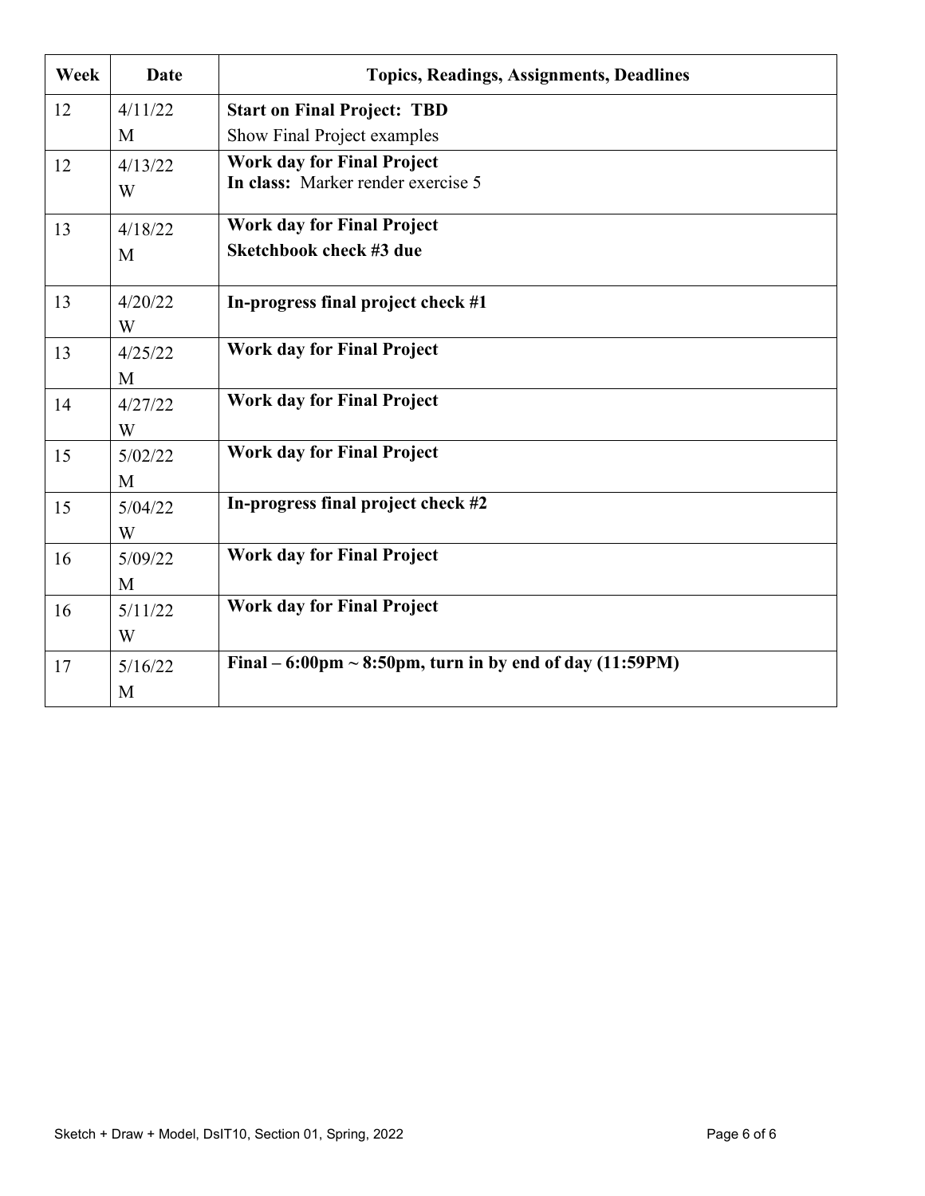| Week | Date | Topics, Readings, Assignments, Deadlines |
|---|---|---|
| 12 | 4/11/22 M | **Start on Final Project: TBD**<br>Show Final Project examples |
| 12 | 4/13/22 W | **Work day for Final Project**<br>**In class:** Marker render exercise 5 |
| 13 | 4/18/22 M | **Work day for Final Project**<br>**Sketchbook check #3 due** |
| 13 | 4/20/22 W | **In-progress final project check #1** |
| 13 | 4/25/22 M | **Work day for Final Project** |
| 14 | 4/27/22 W | **Work day for Final Project** |
| 15 | 5/02/22 M | **Work day for Final Project** |
| 15 | 5/04/22 W | **In-progress final project check #2** |
| 16 | 5/09/22 M | **Work day for Final Project** |
| 16 | 5/11/22 W | **Work day for Final Project** |
| 17 | 5/16/22 M | **Final – 6:00pm ~ 8:50pm, turn in by end of day (11:59PM)** |